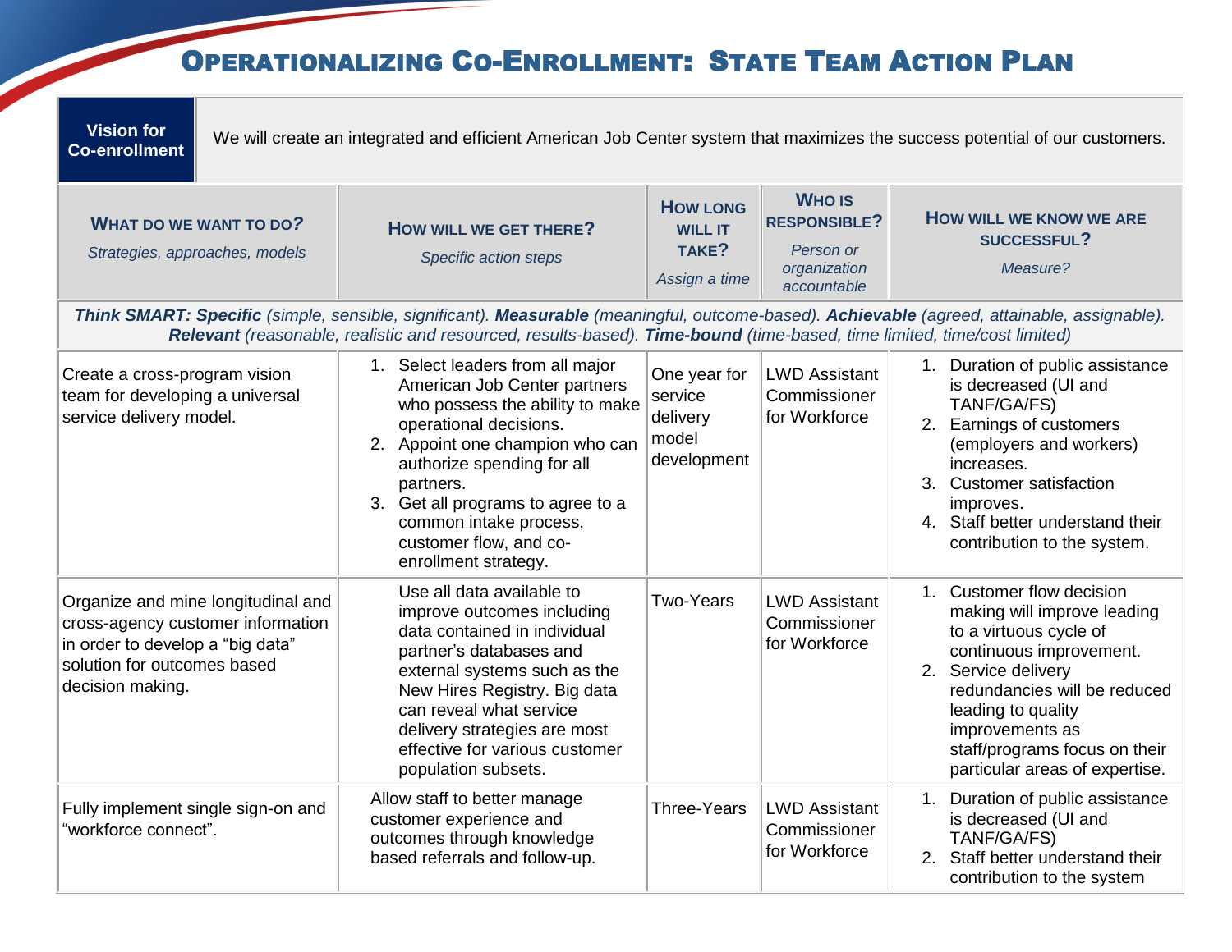# Operationalizing Co-Enrollment: State Team Action Plan

| **Vision for Co-enrollment** | We will create an integrated and efficient American Job Center system that maximizes the success potential of our customers. |
|---|---|

| **What do we want to do?** *Strategies, approaches, models* | **How will we get there?** *Specific action steps* | **How long will it take?** *Assign a time* | **Who is responsible?** *Person or organization accountable* | **How will we know we are successful?** *Measure?* |
|---|---|---|---|---|
| ***Think SMART: Specific** (simple, sensible, significant). **Measurable** (meaningful, outcome-based). **Achievable** (agreed, attainable, assignable). **Relevant** (reasonable, realistic and resourced, results-based). **Time-bound** (time-based, time limited, time/cost limited)* | | | | |
| Create a cross-program vision team for developing a universal service delivery model. | 1. Select leaders from all major American Job Center partners who possess the ability to make operational decisions.<br>2. Appoint one champion who can authorize spending for all partners.<br>3. Get all programs to agree to a common intake process, customer flow, and co-enrollment strategy. | One year for service delivery model development | LWD Assistant Commissioner for Workforce | 1. Duration of public assistance is decreased (UI and TANF/GA/FS)<br>2. Earnings of customers (employers and workers) increases.<br>3. Customer satisfaction improves.<br>4. Staff better understand their contribution to the system. |
| Organize and mine longitudinal and cross-agency customer information in order to develop a "big data" solution for outcomes based decision making. | Use all data available to improve outcomes including data contained in individual partner's databases and external systems such as the New Hires Registry. Big data can reveal what service delivery strategies are most effective for various customer population subsets. | Two-Years | LWD Assistant Commissioner for Workforce | 1. Customer flow decision making will improve leading to a virtuous cycle of continuous improvement.<br>2. Service delivery redundancies will be reduced leading to quality improvements as staff/programs focus on their particular areas of expertise. |
| Fully implement single sign-on and "workforce connect". | Allow staff to better manage customer experience and outcomes through knowledge based referrals and follow-up. | Three-Years | LWD Assistant Commissioner for Workforce | 1. Duration of public assistance is decreased (UI and TANF/GA/FS)<br>2. Staff better understand their contribution to the system |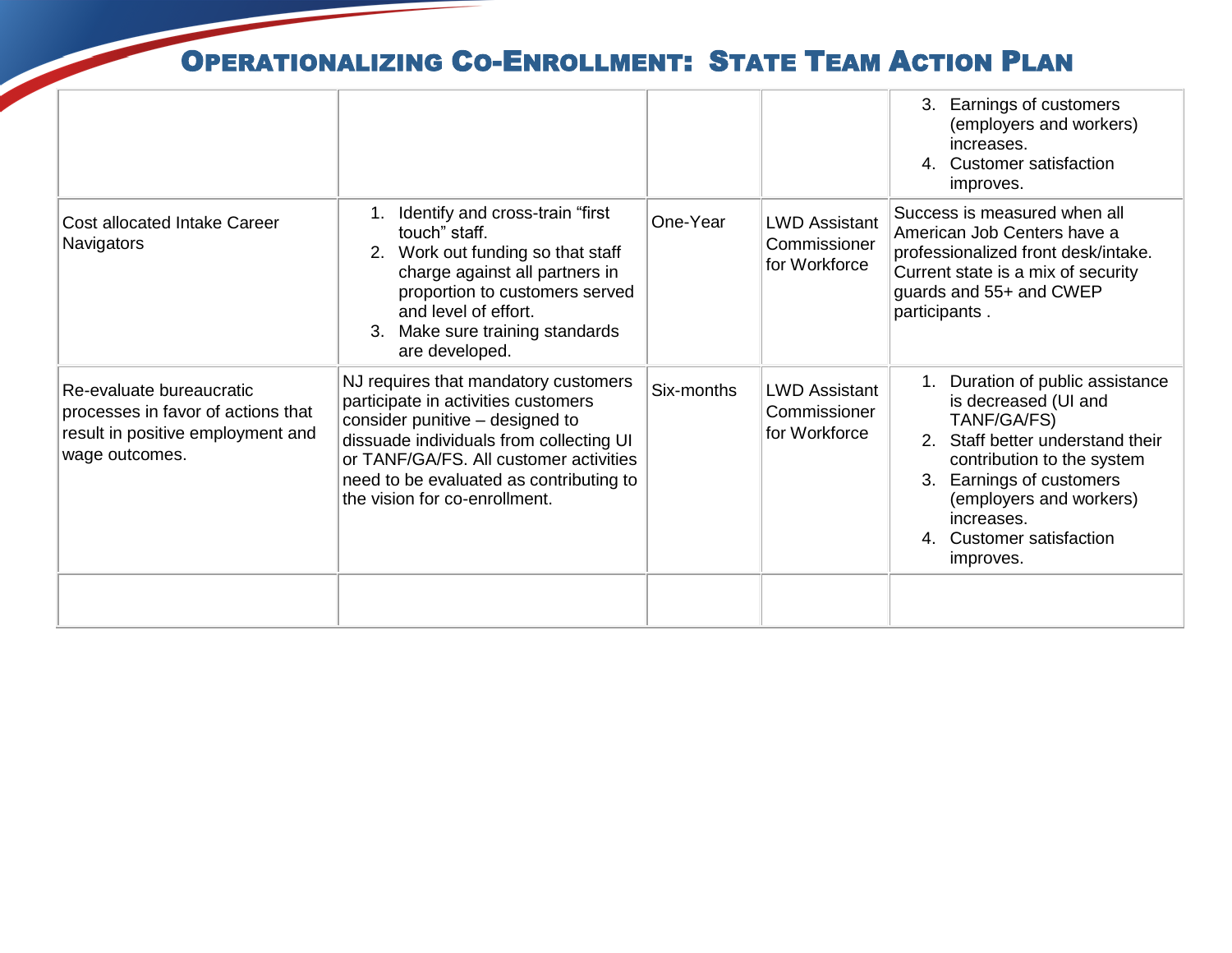# Operationalizing Co-Enrollment: State Team Action Plan

| | | | | |
|---|---|---|---|---|
| | | | | 3. Earnings of customers (employers and workers) increases.<br>4. Customer satisfaction improves. |
| Cost allocated Intake Career Navigators | 1. Identify and cross-train "first touch" staff.<br>2. Work out funding so that staff charge against all partners in proportion to customers served and level of effort.<br>3. Make sure training standards are developed. | One-Year | LWD Assistant Commissioner for Workforce | Success is measured when all American Job Centers have a professionalized front desk/intake. Current state is a mix of security guards and 55+ and CWEP participants . |
| Re-evaluate bureaucratic processes in favor of actions that result in positive employment and wage outcomes. | NJ requires that mandatory customers participate in activities customers consider punitive – designed to dissuade individuals from collecting UI or TANF/GA/FS. All customer activities need to be evaluated as contributing to the vision for co-enrollment. | Six-months | LWD Assistant Commissioner for Workforce | 1. Duration of public assistance is decreased (UI and TANF/GA/FS)<br>2. Staff better understand their contribution to the system<br>3. Earnings of customers (employers and workers) increases.<br>4. Customer satisfaction improves. |
| | | | | |